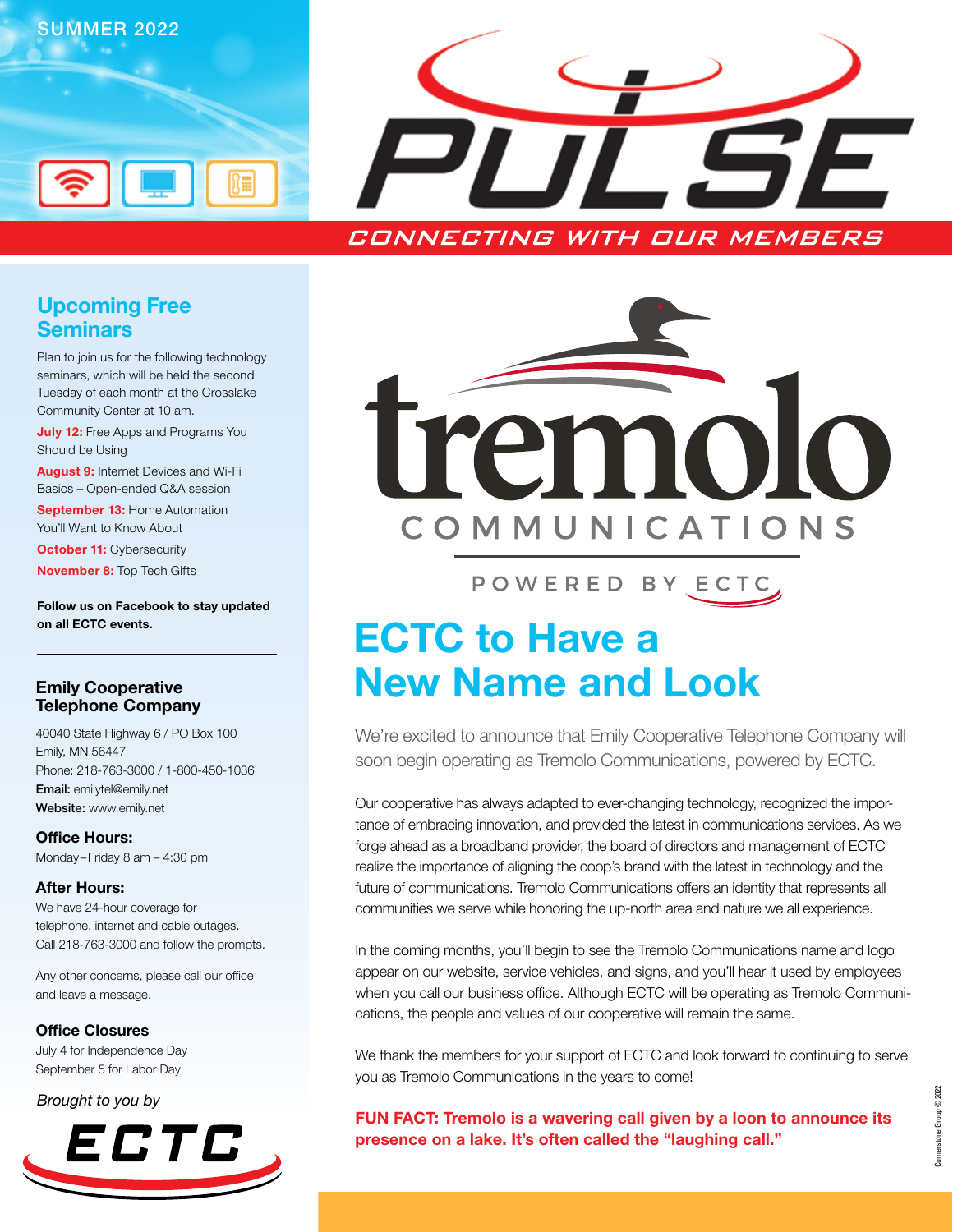SUMMER 2022

# PULSE

*CONNECTING WITH OUR MEMBERS*

tremolo COMMUNICATIONS

POWERED BY ECTC

# ECTC to Have a New Name and Look

We're excited to announce that Emily Cooperative Telephone Company will soon begin operating as Tremolo Communications, powered by ECTC.

Our cooperative has always adapted to ever-changing technology, recognized the importance of embracing innovation, and provided the latest in communications services. As we forge ahead as a broadband provider, the board of directors and management of ECTC realize the importance of aligning the coop's brand with the latest in technology and the future of communications. Tremolo Communications offers an identity that represents all communities we serve while honoring the up-north area and nature we all experience.

In the coming months, you'll begin to see the Tremolo Communications name and logo appear on our website, service vehicles, and signs, and you'll hear it used by employees when you call our business office. Although ECTC will be operating as Tremolo Communications, the people and values of our cooperative will remain the same.

We thank the members for your support of ECTC and look forward to continuing to serve you as Tremolo Communications in the years to come!

**FUN FACT: Tremolo is a wavering call given by a loon to announce its presence on a lake. It's often called the "laughing call."**

## Upcoming Free Seminars

Plan to join us for the following technology seminars, which will be held the second Tuesday of each month at the Crosslake Community Center at 10 am.

**July 12:** Free Apps and Programs You Should be Using

**August 9:** Internet Devices and Wi-Fi Basics – Open-ended Q&A session

**September 13:** Home Automation You'll Want to Know About

**October 11:** Cybersecurity

**November 8:** Top Tech Gifts

**Follow us on Facebook to stay updated on all ECTC events.**

---

## Emily Cooperative Telephone Company

40040 State Highway 6 / PO Box 100
Emily, MN 56447
Phone: 218-763-3000 / 1-800-450-1036
**Email:** emilytel@emily.net
**Website:** www.emily.net

### Office Hours:

Monday–Friday 8 am – 4:30 pm

### After Hours:

We have 24-hour coverage for telephone, internet and cable outages. Call 218-763-3000 and follow the prompts.

Any other concerns, please call our office and leave a message.

### Office Closures

July 4 for Independence Day
September 5 for Labor Day

*Brought to you by*

ECTC

Cornerstone Group © 2022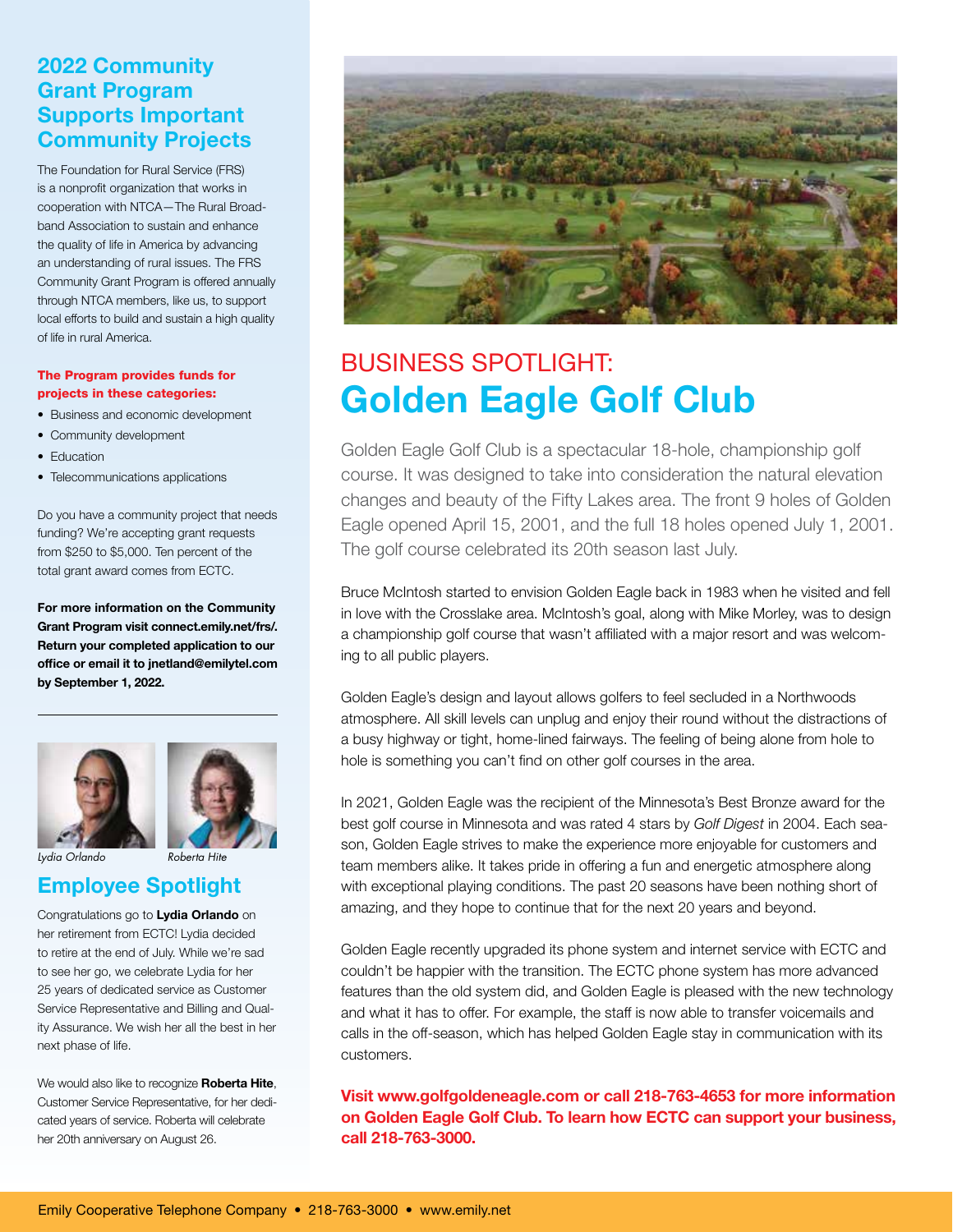## 2022 Community Grant Program Supports Important Community Projects

The Foundation for Rural Service (FRS) is a nonprofit organization that works in cooperation with NTCA—The Rural Broadband Association to sustain and enhance the quality of life in America by advancing an understanding of rural issues. The FRS Community Grant Program is offered annually through NTCA members, like us, to support local efforts to build and sustain a high quality of life in rural America.

**The Program provides funds for projects in these categories:**

- Business and economic development
- Community development
- Education
- Telecommunications applications

Do you have a community project that needs funding? We're accepting grant requests from $250 to $5,000. Ten percent of the total grant award comes from ECTC.

**For more information on the Community Grant Program visit connect.emily.net/frs/. Return your completed application to our office or email it to jnetland@emilytel.com by September 1, 2022.**

*Lydia Orlando* *Roberta Hite*

## Employee Spotlight

Congratulations go to **Lydia Orlando** on her retirement from ECTC! Lydia decided to retire at the end of July. While we're sad to see her go, we celebrate Lydia for her 25 years of dedicated service as Customer Service Representative and Billing and Quality Assurance. We wish her all the best in her next phase of life.

We would also like to recognize **Roberta Hite**, Customer Service Representative, for her dedicated years of service. Roberta will celebrate her 20th anniversary on August 26.

## BUSINESS SPOTLIGHT:
# Golden Eagle Golf Club

Golden Eagle Golf Club is a spectacular 18-hole, championship golf course. It was designed to take into consideration the natural elevation changes and beauty of the Fifty Lakes area. The front 9 holes of Golden Eagle opened April 15, 2001, and the full 18 holes opened July 1, 2001. The golf course celebrated its 20th season last July.

Bruce McIntosh started to envision Golden Eagle back in 1983 when he visited and fell in love with the Crosslake area. McIntosh's goal, along with Mike Morley, was to design a championship golf course that wasn't affiliated with a major resort and was welcoming to all public players.

Golden Eagle's design and layout allows golfers to feel secluded in a Northwoods atmosphere. All skill levels can unplug and enjoy their round without the distractions of a busy highway or tight, home-lined fairways. The feeling of being alone from hole to hole is something you can't find on other golf courses in the area.

In 2021, Golden Eagle was the recipient of the Minnesota's Best Bronze award for the best golf course in Minnesota and was rated 4 stars by *Golf Digest* in 2004. Each season, Golden Eagle strives to make the experience more enjoyable for customers and team members alike. It takes pride in offering a fun and energetic atmosphere along with exceptional playing conditions. The past 20 seasons have been nothing short of amazing, and they hope to continue that for the next 20 years and beyond.

Golden Eagle recently upgraded its phone system and internet service with ECTC and couldn't be happier with the transition. The ECTC phone system has more advanced features than the old system did, and Golden Eagle is pleased with the new technology and what it has to offer. For example, the staff is now able to transfer voicemails and calls in the off-season, which has helped Golden Eagle stay in communication with its customers.

**Visit www.golfgoldeneagle.com or call 218-763-4653 for more information on Golden Eagle Golf Club. To learn how ECTC can support your business, call 218-763-3000.**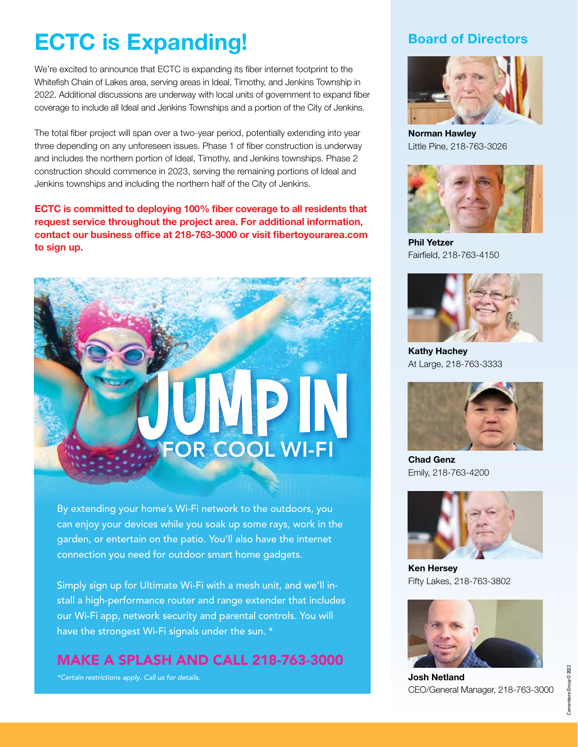# ECTC is Expanding!

We're excited to announce that ECTC is expanding its fiber internet footprint to the Whitefish Chain of Lakes area, serving areas in Ideal, Timothy, and Jenkins Township in 2022. Additional discussions are underway with local units of government to expand fiber coverage to include all Ideal and Jenkins Townships and a portion of the City of Jenkins.

The total fiber project will span over a two-year period, potentially extending into year three depending on any unforeseen issues. Phase 1 of fiber construction is underway and includes the northern portion of Ideal, Timothy, and Jenkins townships. Phase 2 construction should commence in 2023, serving the remaining portions of Ideal and Jenkins townships and including the northern half of the City of Jenkins.

**ECTC is committed to deploying 100% fiber coverage to all residents that request service throughout the project area. For additional information, contact our business office at 218-763-3000 or visit fibertoyourarea.com to sign up.**

## JUMP IN FOR COOL WI-FI

By extending your home's Wi-Fi network to the outdoors, you can enjoy your devices while you soak up some rays, work in the garden, or entertain on the patio. You'll also have the internet connection you need for outdoor smart home gadgets.

Simply sign up for Ultimate Wi-Fi with a mesh unit, and we'll install a high-performance router and range extender that includes our Wi-Fi app, network security and parental controls. You will have the strongest Wi-Fi signals under the sun. *

**MAKE A SPLASH AND CALL 218-763-3000**

*\*Certain restrictions apply. Call us for details.*

## Board of Directors

**Norman Hawley**
Little Pine, 218-763-3026

**Phil Yetzer**
Fairfield, 218-763-4150

**Kathy Hachey**
At Large, 218-763-3333

**Chad Genz**
Emily, 218-763-4200

**Ken Hersey**
Fifty Lakes, 218-763-3802

**Josh Netland**
CEO/General Manager, 218-763-3000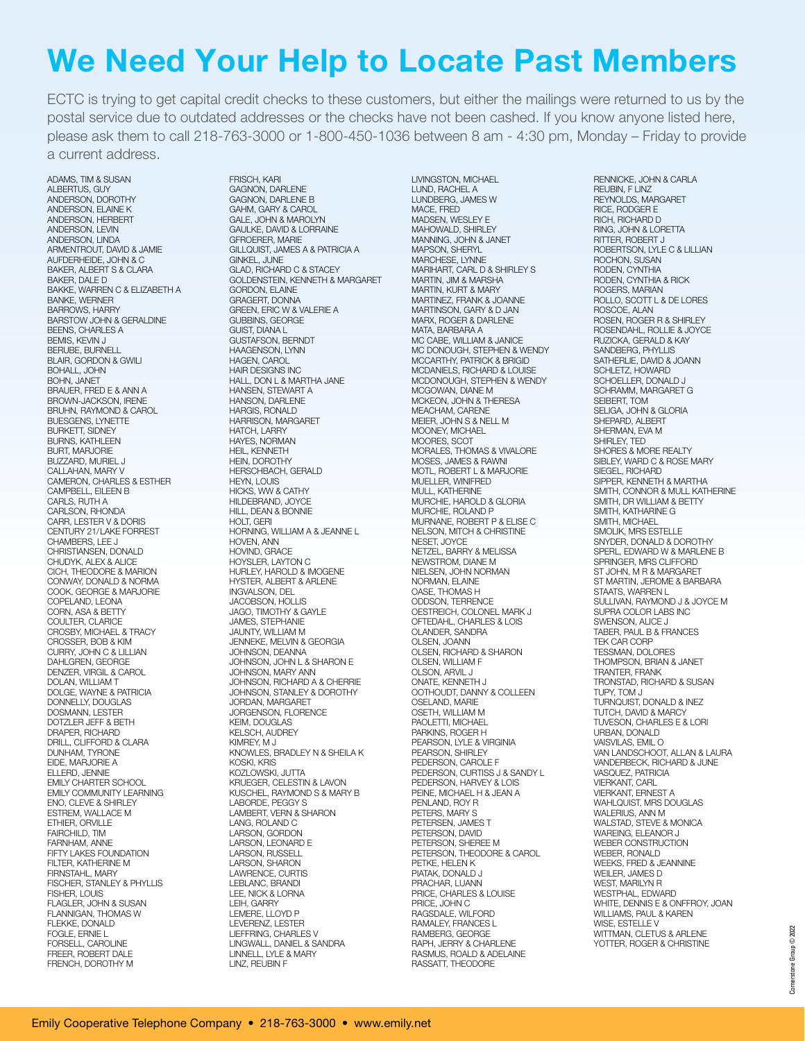# We Need Your Help to Locate Past Members

ECTC is trying to get capital credit checks to these customers, but either the mailings were returned to us by the postal service due to outdated addresses or the checks have not been cashed. If you know anyone listed here, please ask them to call 218-763-3000 or 1-800-450-1036 between 8 am - 4:30 pm, Monday – Friday to provide a current address.

ADAMS, TIM & SUSAN
ALBERTUS, GUY
ANDERSON, DOROTHY
ANDERSON, ELAINE K
ANDERSON, HERBERT
ANDERSON, LEVIN
ANDERSON, LINDA
ARMENTROUT, DAVID & JAMIE
AUFDERHEIDE, JOHN & C
BAKER, ALBERT S & CLARA
BAKER, DALE D
BAKKE, WARREN C & ELIZABETH A
BANKE, WERNER
BARROWS, HARRY
BARSTOW JOHN & GERALDINE
BEENS, CHARLES A
BEMIS, KEVIN J
BERUBE, BURNELL
BLAIR, GORDON & GWILI
BOHALL, JOHN
BOHN, JANET
BRAUER, FRED E & ANN A
BROWN-JACKSON, IRENE
BRUHN, RAYMOND & CAROL
BUESGENS, LYNETTE
BURKETT, SIDNEY
BURNS, KATHLEEN
BURT, MARJORIE
BUZZARD, MURIEL J
CALLAHAN, MARY V
CAMERON, CHARLES & ESTHER
CAMPBELL, EILEEN B
CARLS, RUTH A
CARLSON, RHONDA
CARR, LESTER V & DORIS
CENTURY 21/LAKE FORREST
CHAMBERS, LEE J
CHRISTIANSEN, DONALD
CHUDYK, ALEX & ALICE
CICH, THEODORE & MARION
CONWAY, DONALD & NORMA
COOK, GEORGE & MARJORIE
COPELAND, LEONA
CORN, ASA & BETTY
COULTER, CLARICE
CROSBY, MICHAEL & TRACY
CROSSER, BOB & KIM
CURRY, JOHN C & LILLIAN
DAHLGREN, GEORGE
DENZER, VIRGIL & CAROL
DOLAN, WILLIAM T
DOLGE, WAYNE & PATRICIA
DONNELLY, DOUGLAS
DOSMANN, LESTER
DOTZLER JEFF & BETH
DRAPER, RICHARD
DRILL, CLIFFORD & CLARA
DUNHAM, TYRONE
EIDE, MARJORIE A
ELLERD, JENNIE
EMILY CHARTER SCHOOL
EMILY COMMUNITY LEARNING
ENO, CLEVE & SHIRLEY
ESTREM, WALLACE M
ETHIER, ORVILLE
FAIRCHILD, TIM
FARNHAM, ANNE
FIFTY LAKES FOUNDATION
FILTER, KATHERINE M
FIRNSTAHL, MARY
FISCHER, STANLEY & PHYLLIS
FISHER, LOUIS
FLAGLER, JOHN & SUSAN
FLANNIGAN, THOMAS W
FLEKKE, DONALD
FOGLE, ERNIE L
FORSELL, CAROLINE
FREER, ROBERT DALE
FRENCH, DOROTHY M
FRISCH, KARI
GAGNON, DARLENE
GAGNON, DARLENE B
GAHM, GARY & CAROL
GALE, JOHN & MAROLYN
GAULKE, DAVID & LORRAINE
GFROERER, MARIE
GILLQUIST, JAMES A & PATRICIA A
GINKEL, JUNE
GLAD, RICHARD C & STACEY
GOLDENSTEIN, KENNETH & MARGARET
GORDON, ELAINE
GRAGERT, DONNA
GREEN, ERIC W & VALERIE A
GUBBINS, GEORGE
GUIST, DIANA L
GUSTAFSON, BERNDT
HAAGENSON, LYNN
HAGEN, CAROL
HAIR DESIGNS INC
HALL, DON L & MARTHA JANE
HANSEN, STEWART A
HANSON, DARLENE
HARGIS, RONALD
HARRISON, MARGARET
HATCH, LARRY
HAYES, NORMAN
HEIL, KENNETH
HEIN, DOROTHY
HERSCHBACH, GERALD
HEYN, LOUIS
HICKS, WW & CATHY
HILDEBRAND, JOYCE
HILL, DEAN & BONNIE
HOLT, GERI
HORNING, WILLIAM A & JEANNE L
HOVEN, ANN
HOVIND, GRACE
HOYSLER, LAYTON C
HURLEY, HAROLD & IMOGENE
HYSTER, ALBERT & ARLENE
INGVALSON, DEL
JACOBSON, HOLLIS
JAGO, TIMOTHY & GAYLE
JAMES, STEPHANIE
JAUNTY, WILLIAM M
JENNEKE, MELVIN & GEORGIA
JOHNSON, DEANNA
JOHNSON, JOHN L & SHARON E
JOHNSON, MARY ANN
JOHNSON, RICHARD A & CHERRIE
JOHNSON, STANLEY & DOROTHY
JORDAN, MARGARET
JORGENSON, FLORENCE
KEIM, DOUGLAS
KELSCH, AUDREY
KIMREY, M J
KNOWLES, BRADLEY N & SHEILA K
KOSKI, KRIS
KOZLOWSKI, JUTTA
KRUEGER, CELESTIN & LAVON
KUSCHEL, RAYMOND S & MARY B
LABORDE, PEGGY S
LAMBERT, VERN & SHARON
LANG, ROLAND C
LARSON, GORDON
LARSON, LEONARD E
LARSON, RUSSELL
LARSON, SHARON
LAWRENCE, CURTIS
LEBLANC, BRANDI
LEE, NICK & LORNA
LEIH, GARRY
LEMERE, LLOYD P
LEVERENZ, LESTER
LIEFFRING, CHARLES V
LINGWALL, DANIEL & SANDRA
LINNELL, LYLE & MARY
LINZ, REUBIN F
LIVINGSTON, MICHAEL
LUND, RACHEL A
LUNDBERG, JAMES W
MACE, FRED
MADSEN, WESLEY E
MAHOWALD, SHIRLEY
MANNING, JOHN & JANET
MAPSON, SHERYL
MARCHESE, LYNNE
MARIHART, CARL D & SHIRLEY S
MARTIN, JIM & MARSHA
MARTIN, KURT & MARY
MARTINEZ, FRANK & JOANNE
MARTINSON, GARY & D JAN
MARX, ROGER & DARLENE
MATA, BARBARA A
MC CABE, WILLIAM & JANICE
MC DONOUGH, STEPHEN & WENDY
MCCARTHY, PATRICK & BRIGID
MCDANIELS, RICHARD & LOUISE
MCDONOUGH, STEPHEN & WENDY
MCGOWAN, DIANE M
MCKEON, JOHN & THERESA
MEACHAM, CARENE
MEIER, JOHN S & NELL M
MOONEY, MICHAEL
MOORES, SCOT
MORALES, THOMAS & VIVALORE
MOSES, JAMES & RAWNI
MOTL, ROBERT L & MARJORIE
MUELLER, WINIFRED
MULL, KATHERINE
MURCHIE, HAROLD & GLORIA
MURCHIE, ROLAND P
MURNANE, ROBERT P & ELISE C
NELSON, MITCH & CHRISTINE
NESET, JOYCE
NETZEL, BARRY & MELISSA
NEWSTROM, DIANE M
NIELSEN, JOHN NORMAN
NORMAN, ELAINE
OASE, THOMAS H
ODDSON, TERRENCE
OESTREICH, COLONEL MARK J
OFTEDAHL, CHARLES & LOIS
OLANDER, SANDRA
OLSEN, JOANN
OLSEN, RICHARD & SHARON
OLSEN, WILLIAM F
OLSON, ARVIL J
ONATE, KENNETH J
OOTHOUDT, DANNY & COLLEEN
OSELAND, MARIE
OSETH, WILLIAM M
PAOLETTI, MICHAEL
PARKINS, ROGER H
PEARSON, LYLE & VIRGINIA
PEARSON, SHIRLEY
PEDERSON, CAROLE F
PEDERSON, CURTISS J & SANDY L
PEDERSON, HARVEY & LOIS
PEINE, MICHAEL H & JEAN A
PENLAND, ROY R
PETERS, MARY S
PETERSEN, JAMES T
PETERSON, DAVID
PETERSON, SHEREE M
PETERSON, THEODORE & CAROL
PETKE, HELEN K
PIATAK, DONALD J
PRACHAR, LUANN
PRICE, CHARLES & LOUISE
PRICE, JOHN C
RAGSDALE, WILFORD
RAMALEY, FRANCES L
RAMBERG, GEORGE
RAPH, JERRY & CHARLENE
RASMUS, ROALD & ADELAINE
RASSATT, THEODORE
RENNICKE, JOHN & CARLA
REUBIN, F LINZ
REYNOLDS, MARGARET
RICE, RODGER E
RICH, RICHARD D
RING, JOHN & LORETTA
RITTER, ROBERT J
ROBERTSON, LYLE C & LILLIAN
ROCHON, SUSAN
RODEN, CYNTHIA
RODEN, CYNTHIA & RICK
ROGERS, MARIAN
ROLLO, SCOTT L & DE LORES
ROSCOE, ALAN
ROSEN, ROGER R & SHIRLEY
ROSENDAHL, ROLLIE & JOYCE
RUZICKA, GERALD & KAY
SANDBERG, PHYLLIS
SATHERLIE, DAVID & JOANN
SCHLETZ, HOWARD
SCHOELLER, DONALD J
SCHRAMM, MARGARET G
SEIBERT, TOM
SELIGA, JOHN & GLORIA
SHEPARD, ALBERT
SHERMAN, EVA M
SHIRLEY, TED
SHORES & MORE REALTY
SIBLEY, WARD C & ROSE MARY
SIEGEL, RICHARD
SIPPER, KENNETH & MARTHA
SMITH, CONNOR & MULL KATHERINE
SMITH, DR WILLIAM & BETTY
SMITH, KATHARINE G
SMITH, MICHAEL
SMOLIK, MRS ESTELLE
SNYDER, DONALD & DOROTHY
SPERL, EDWARD W & MARLENE B
SPRINGER, MRS CLIFFORD
ST JOHN, M R & MARGARET
ST MARTIN, JEROME & BARBARA
STAATS, WARREN L
SULLIVAN, RAYMOND J & JOYCE M
SUPRA COLOR LABS INC
SWENSON, ALICE J
TABER, PAUL B & FRANCES
TEK CAR CORP
TESSMAN, DOLORES
THOMPSON, BRIAN & JANET
TRANTER, FRANK
TRONSTAD, RICHARD & SUSAN
TUPY, TOM J
TURNQUIST, DONALD & INEZ
TUTCH, DAVID & MARCY
TUVESON, CHARLES E & LORI
URBAN, DONALD
VAISVILAS, EMIL O
VAN LANDSCHOOT, ALLAN & LAURA
VANDERBECK, RICHARD & JUNE
VASQUEZ, PATRICIA
VIERKANT, CARL
VIERKANT, ERNEST A
WAHLQUIST, MRS DOUGLAS
WALERIUS, ANN M
WALSTAD, STEVE & MONICA
WAREING, ELEANOR J
WEBER CONSTRUCTION
WEBER, RONALD
WEEKS, FRED & JEANNINE
WEILER, JAMES D
WEST, MARILYN R
WESTPHAL, EDWARD
WHITE, DENNIS E & ONFFROY, JOAN
WILLIAMS, PAUL & KAREN
WISE, ESTELLE V
WITTMAN, CLETUS & ARLENE
YOTTER, ROGER & CHRISTINE

Emily Cooperative Telephone Company • 218-763-3000 • www.emily.net